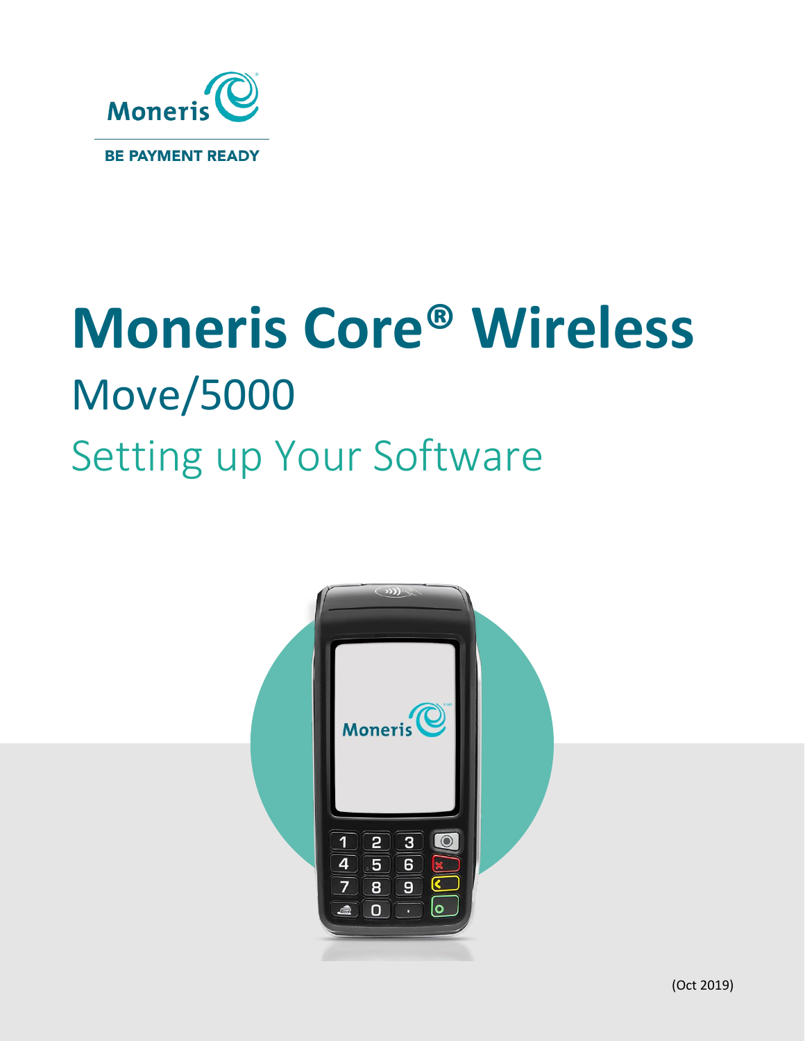Moneris®

BE PAYMENT READY

# Moneris Core® Wireless

## Move/5000

## Setting up Your Software

(Oct 2019)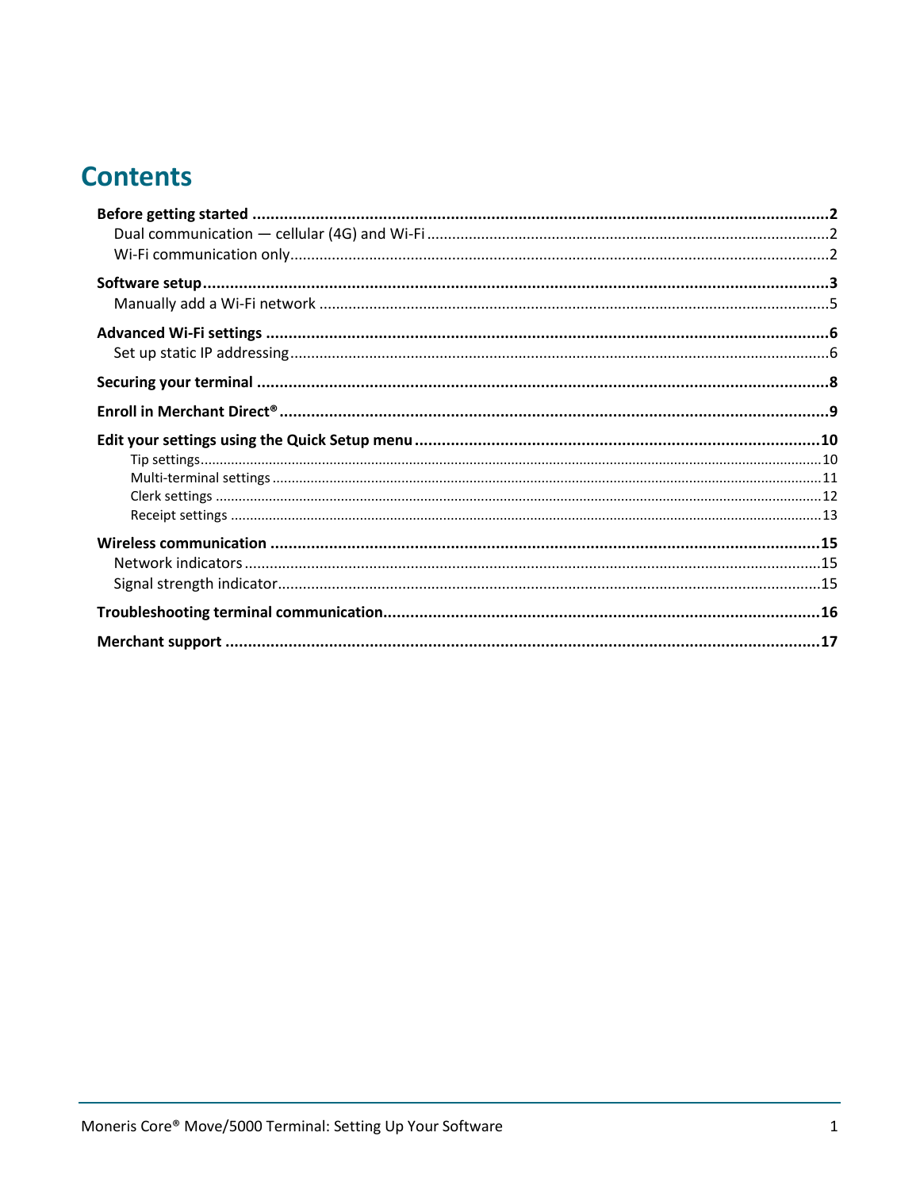# Contents

**Before getting started** ..... **2**
- Dual communication — cellular (4G) and Wi-Fi ..... 2
- Wi-Fi communication only ..... 2

**Software setup** ..... **3**
- Manually add a Wi-Fi network ..... 5

**Advanced Wi-Fi settings** ..... **6**
- Set up static IP addressing ..... 6

**Securing your terminal** ..... **8**

**Enroll in Merchant Direct®** ..... **9**

**Edit your settings using the Quick Setup menu** ..... **10**
- Tip settings ..... 10
- Multi-terminal settings ..... 11
- Clerk settings ..... 12
- Receipt settings ..... 13

**Wireless communication** ..... **15**
- Network indicators ..... 15
- Signal strength indicator ..... 15

**Troubleshooting terminal communication** ..... **16**

**Merchant support** ..... **17**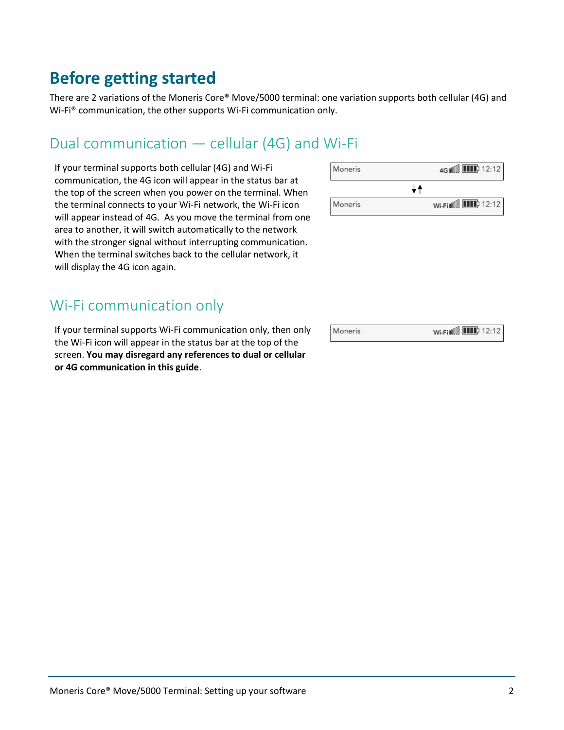# Before getting started

There are 2 variations of the Moneris Core® Move/5000 terminal: one variation supports both cellular (4G) and Wi-Fi® communication, the other supports Wi-Fi communication only.

## Dual communication — cellular (4G) and Wi-Fi

If your terminal supports both cellular (4G) and Wi-Fi communication, the 4G icon will appear in the status bar at the top of the screen when you power on the terminal. When the terminal connects to your Wi-Fi network, the Wi-Fi icon will appear instead of 4G. As you move the terminal from one area to another, it will switch automatically to the network with the stronger signal without interrupting communication. When the terminal switches back to the cellular network, it will display the 4G icon again.

## Wi-Fi communication only

If your terminal supports Wi-Fi communication only, then only the Wi-Fi icon will appear in the status bar at the top of the screen. **You may disregard any references to dual or cellular or 4G communication in this guide**.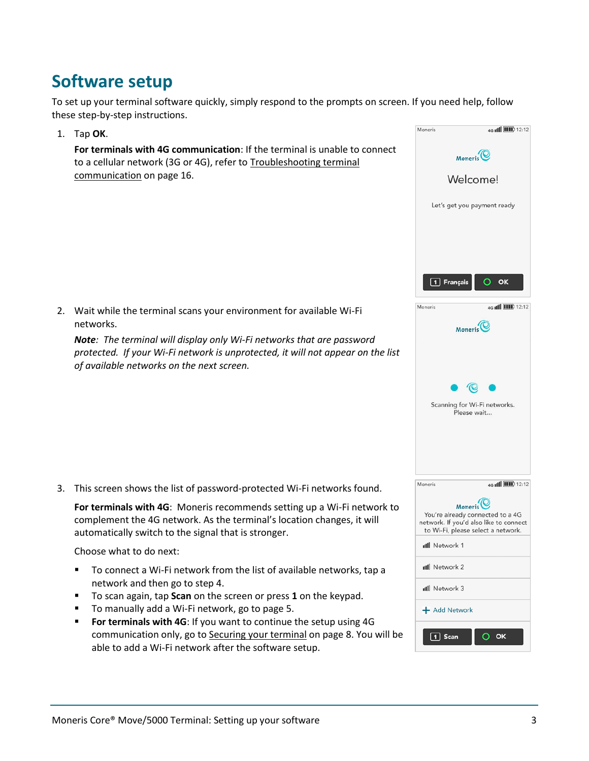# Software setup

To set up your terminal software quickly, simply respond to the prompts on screen. If you need help, follow these step-by-step instructions.

1. Tap **OK**.

   **For terminals with 4G communication**: If the terminal is unable to connect to a cellular network (3G or 4G), refer to Troubleshooting terminal communication on page 16.

2. Wait while the terminal scans your environment for available Wi-Fi networks.

   ***Note***: *The terminal will display only Wi-Fi networks that are password protected. If your Wi-Fi network is unprotected, it will not appear on the list of available networks on the next screen.*

3. This screen shows the list of password-protected Wi-Fi networks found.

   **For terminals with 4G**: Moneris recommends setting up a Wi-Fi network to complement the 4G network. As the terminal's location changes, it will automatically switch to the signal that is stronger.

   Choose what to do next:

   - To connect a Wi-Fi network from the list of available networks, tap a network and then go to step 4.
   - To scan again, tap **Scan** on the screen or press **1** on the keypad.
   - To manually add a Wi-Fi network, go to page 5.
   - **For terminals with 4G**: If you want to continue the setup using 4G communication only, go to Securing your terminal on page 8. You will be able to add a Wi-Fi network after the software setup.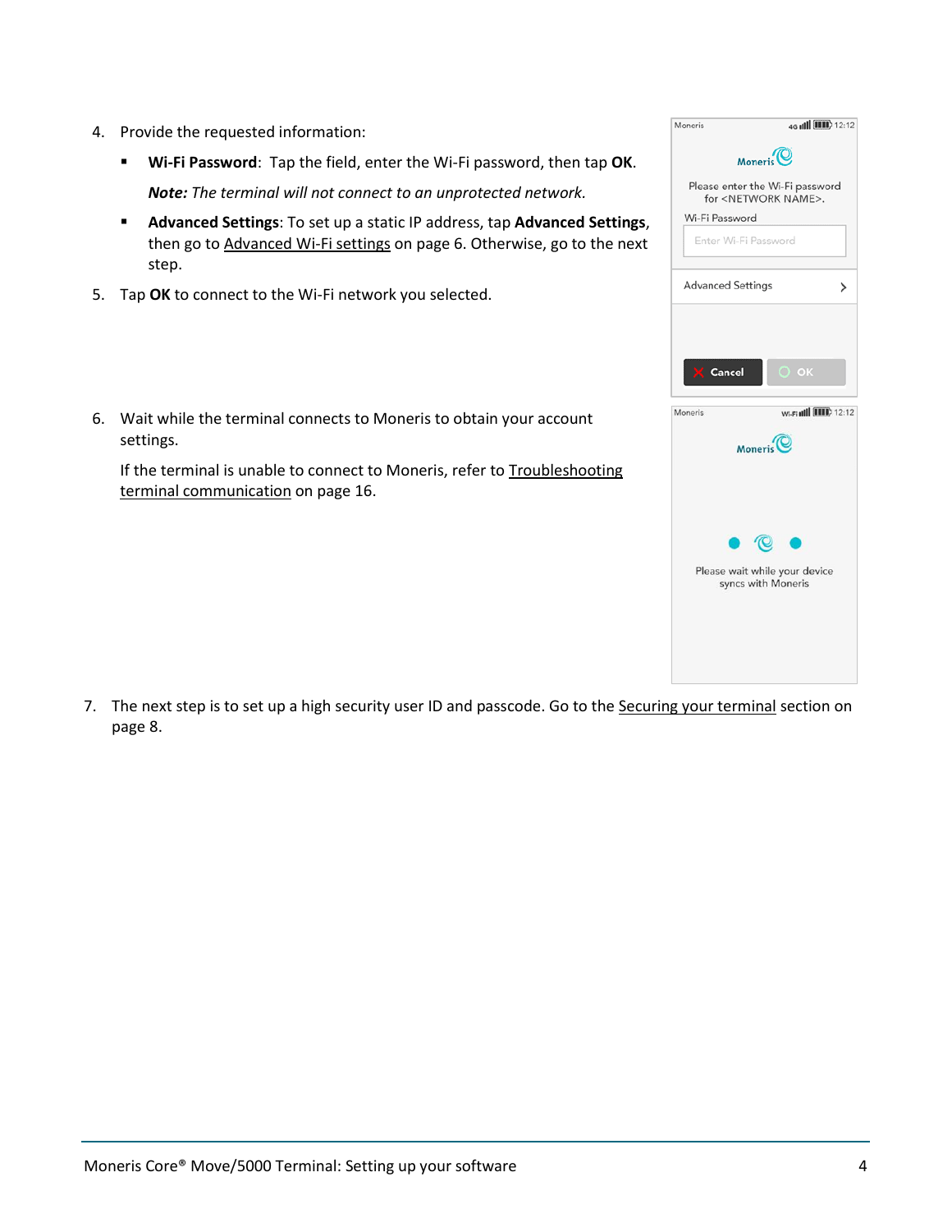4. Provide the requested information:
   - **Wi-Fi Password**: Tap the field, enter the Wi-Fi password, then tap **OK**.

     ***Note:*** *The terminal will not connect to an unprotected network.*
   - **Advanced Settings**: To set up a static IP address, tap **Advanced Settings**, then go to Advanced Wi-Fi settings on page 6. Otherwise, go to the next step.
5. Tap **OK** to connect to the Wi-Fi network you selected.
6. Wait while the terminal connects to Moneris to obtain your account settings.

   If the terminal is unable to connect to Moneris, refer to Troubleshooting terminal communication on page 16.
7. The next step is to set up a high security user ID and passcode. Go to the Securing your terminal section on page 8.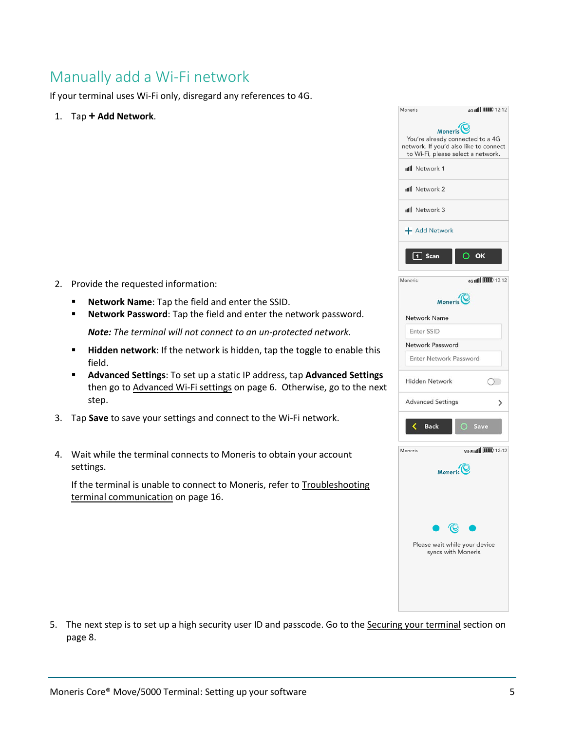# Manually add a Wi-Fi network

If your terminal uses Wi-Fi only, disregard any references to 4G.

1. Tap **+ Add Network**.

2. Provide the requested information:

   - **Network Name**: Tap the field and enter the SSID.
   - **Network Password**: Tap the field and enter the network password.

     ***Note:*** *The terminal will not connect to an un-protected network.*

   - **Hidden network**: If the network is hidden, tap the toggle to enable this field.
   - **Advanced Settings**: To set up a static IP address, tap **Advanced Settings** then go to Advanced Wi-Fi settings on page 6. Otherwise, go to the next step.

3. Tap **Save** to save your settings and connect to the Wi-Fi network.

4. Wait while the terminal connects to Moneris to obtain your account settings.

   If the terminal is unable to connect to Moneris, refer to Troubleshooting terminal communication on page 16.

5. The next step is to set up a high security user ID and passcode. Go to the Securing your terminal section on page 8.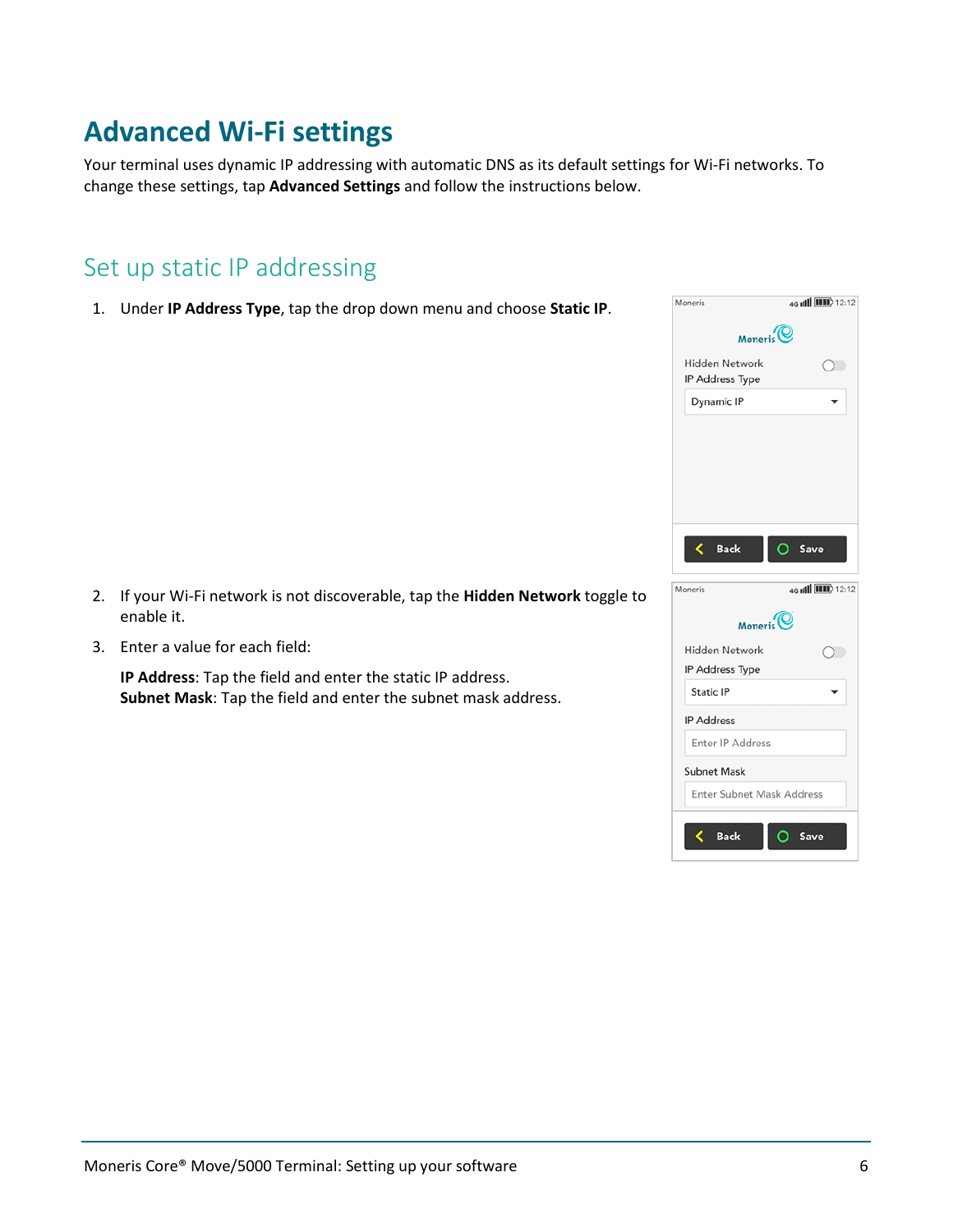# Advanced Wi-Fi settings

Your terminal uses dynamic IP addressing with automatic DNS as its default settings for Wi-Fi networks. To change these settings, tap **Advanced Settings** and follow the instructions below.

## Set up static IP addressing

1. Under **IP Address Type**, tap the drop down menu and choose **Static IP**.

2. If your Wi-Fi network is not discoverable, tap the **Hidden Network** toggle to enable it.

3. Enter a value for each field:

   **IP Address**: Tap the field and enter the static IP address.
   **Subnet Mask**: Tap the field and enter the subnet mask address.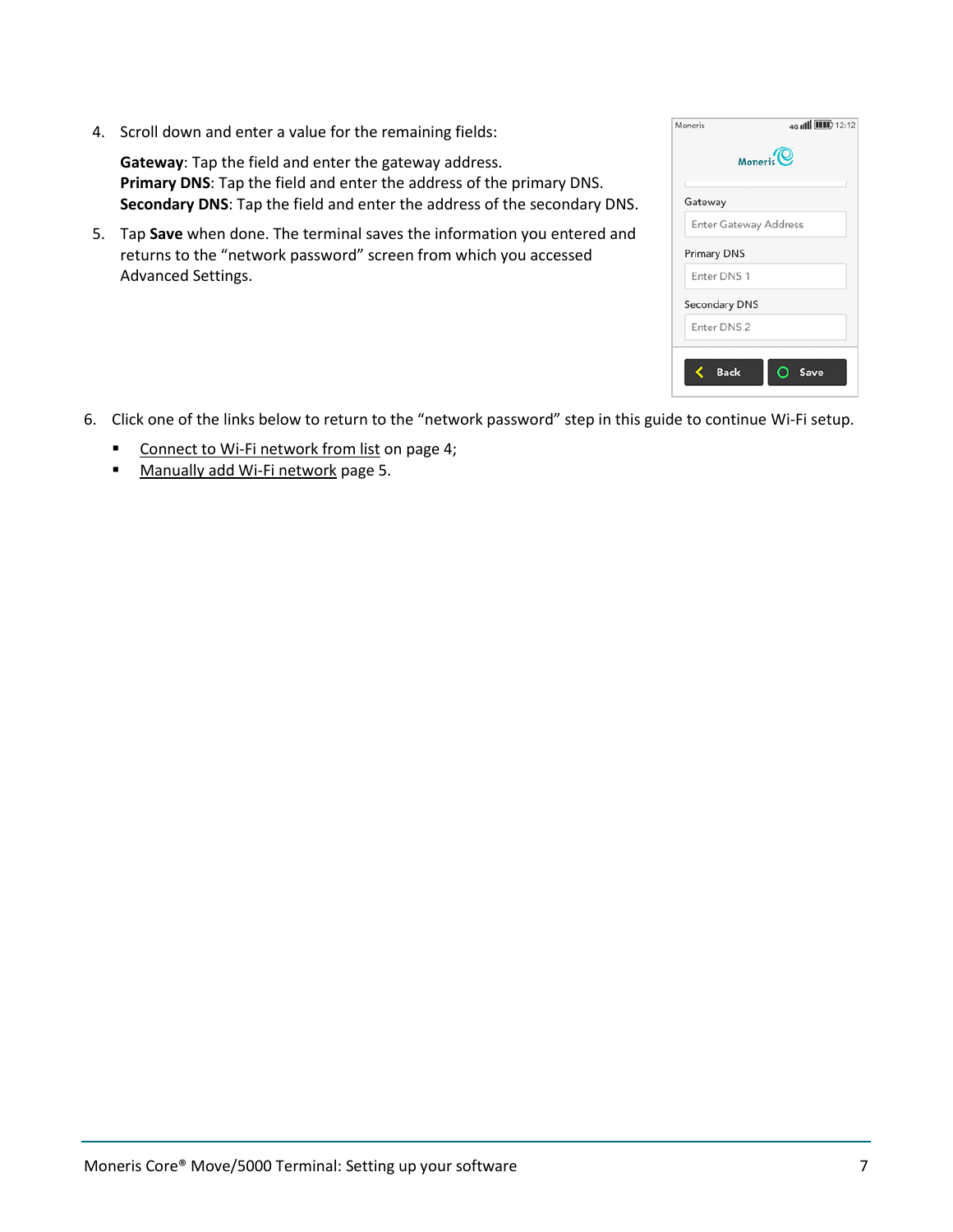4. Scroll down and enter a value for the remaining fields:

   **Gateway**: Tap the field and enter the gateway address.
   **Primary DNS**: Tap the field and enter the address of the primary DNS.
   **Secondary DNS**: Tap the field and enter the address of the secondary DNS.

5. Tap **Save** when done. The terminal saves the information you entered and returns to the "network password" screen from which you accessed Advanced Settings.

6. Click one of the links below to return to the "network password" step in this guide to continue Wi-Fi setup.
   - Connect to Wi-Fi network from list on page 4;
   - Manually add Wi-Fi network page 5.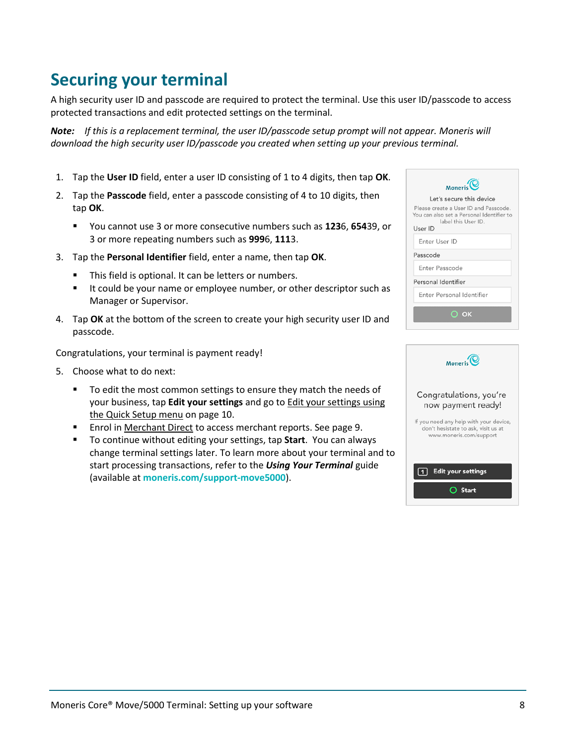# Securing your terminal

A high security user ID and passcode are required to protect the terminal. Use this user ID/passcode to access protected transactions and edit protected settings on the terminal.

***Note:*** *If this is a replacement terminal, the user ID/passcode setup prompt will not appear. Moneris will download the high security user ID/passcode you created when setting up your previous terminal.*

1. Tap the **User ID** field, enter a user ID consisting of 1 to 4 digits, then tap **OK**.
2. Tap the **Passcode** field, enter a passcode consisting of 4 to 10 digits, then tap **OK**.
   - You cannot use 3 or more consecutive numbers such as **123**6, **654**39, or 3 or more repeating numbers such as **999**6, **111**3.
3. Tap the **Personal Identifier** field, enter a name, then tap **OK**.
   - This field is optional. It can be letters or numbers.
   - It could be your name or employee number, or other descriptor such as Manager or Supervisor.
4. Tap **OK** at the bottom of the screen to create your high security user ID and passcode.

Congratulations, your terminal is payment ready!

5. Choose what to do next:
   - To edit the most common settings to ensure they match the needs of your business, tap **Edit your settings** and go to Edit your settings using the Quick Setup menu on page 10.
   - Enrol in Merchant Direct to access merchant reports. See page 9.
   - To continue without editing your settings, tap **Start**. You can always change terminal settings later. To learn more about your terminal and to start processing transactions, refer to the ***Using Your Terminal*** guide (available at **moneris.com/support-move5000**).

Moneris
Let's secure this device
Please create a User ID and Passcode. You can also set a Personal Identifier to label this User ID.
User ID
Enter User ID
Passcode
Enter Passcode
Personal Identifier
Enter Personal Identifier
OK

Moneris
Congratulations, you're now payment ready!
If you need any help with your device, don't hesitate to ask, visit us at www.moneris.com/support
1 Edit your settings
Start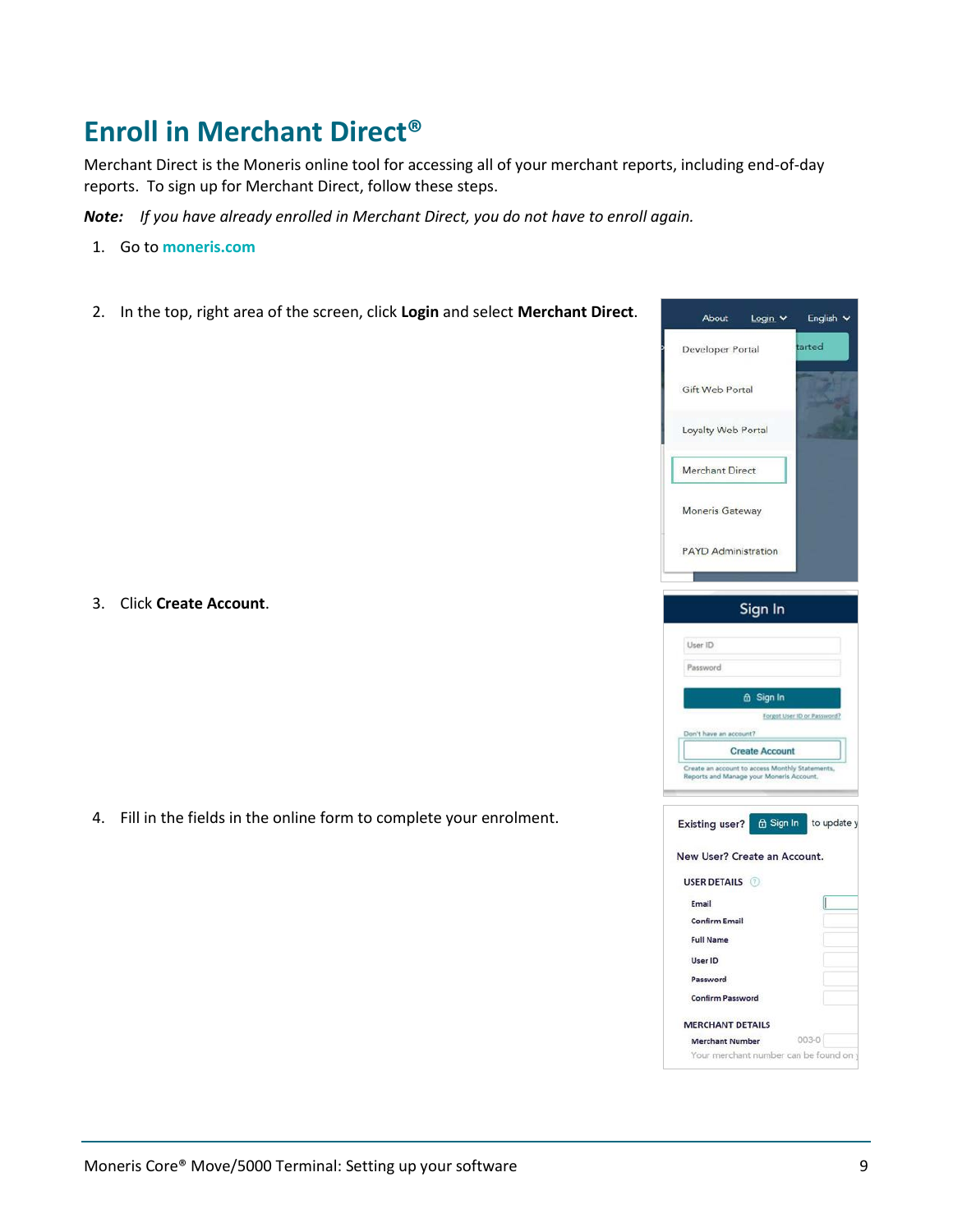# Enroll in Merchant Direct®

Merchant Direct is the Moneris online tool for accessing all of your merchant reports, including end-of-day reports. To sign up for Merchant Direct, follow these steps.

***Note:*** *If you have already enrolled in Merchant Direct, you do not have to enroll again.*

1. Go to **moneris.com**
2. In the top, right area of the screen, click **Login** and select **Merchant Direct**.
3. Click **Create Account**.
4. Fill in the fields in the online form to complete your enrolment.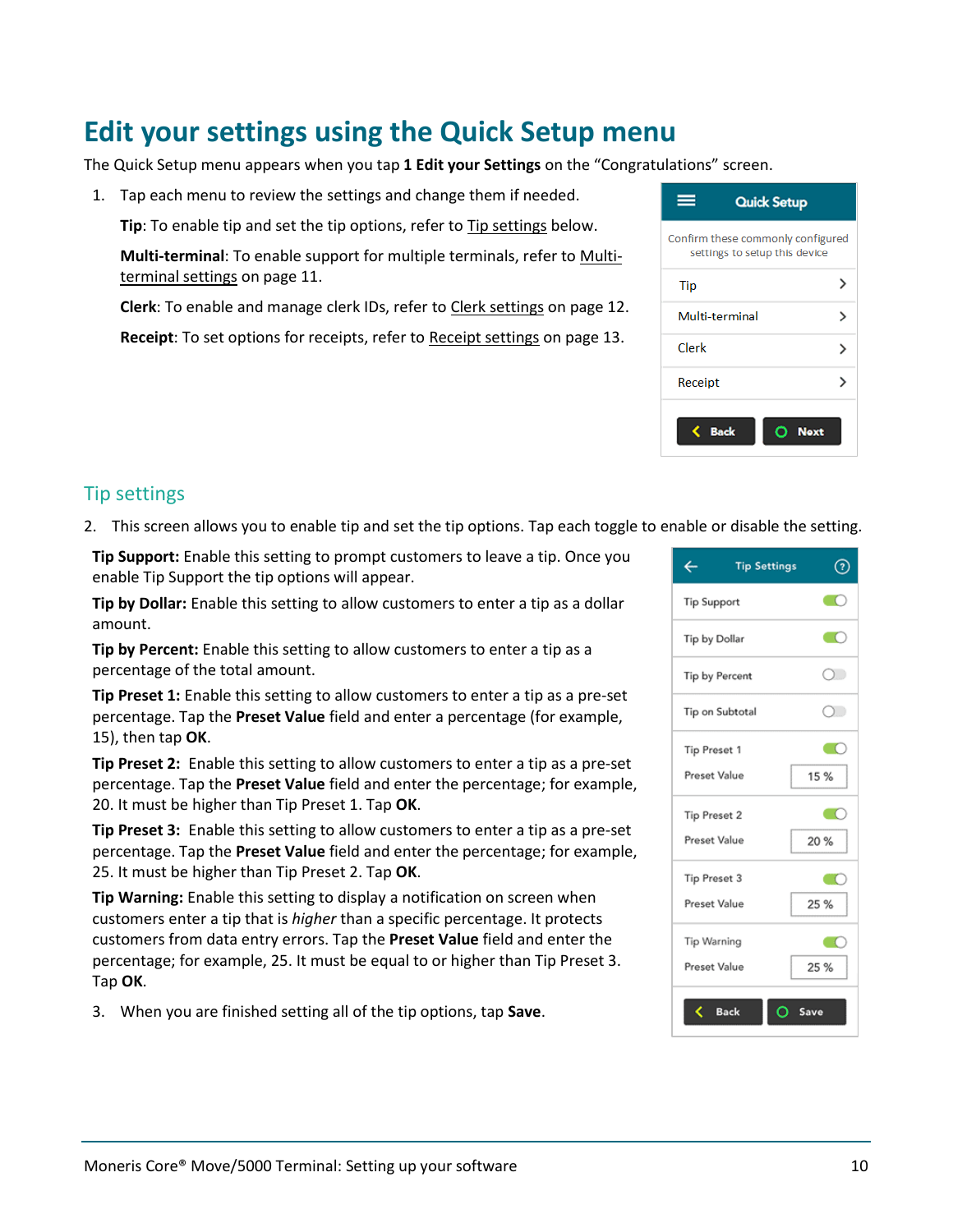# Edit your settings using the Quick Setup menu

The Quick Setup menu appears when you tap **1 Edit your Settings** on the “Congratulations” screen.

1. Tap each menu to review the settings and change them if needed.

   **Tip**: To enable tip and set the tip options, refer to Tip settings below.

   **Multi-terminal**: To enable support for multiple terminals, refer to Multi-terminal settings on page 11.

   **Clerk**: To enable and manage clerk IDs, refer to Clerk settings on page 12.

   **Receipt**: To set options for receipts, refer to Receipt settings on page 13.

## Tip settings

2. This screen allows you to enable tip and set the tip options. Tap each toggle to enable or disable the setting.

   **Tip Support:** Enable this setting to prompt customers to leave a tip. Once you enable Tip Support the tip options will appear.

   **Tip by Dollar:** Enable this setting to allow customers to enter a tip as a dollar amount.

   **Tip by Percent:** Enable this setting to allow customers to enter a tip as a percentage of the total amount.

   **Tip Preset 1:** Enable this setting to allow customers to enter a tip as a pre-set percentage. Tap the **Preset Value** field and enter a percentage (for example, 15), then tap **OK**.

   **Tip Preset 2:** Enable this setting to allow customers to enter a tip as a pre-set percentage. Tap the **Preset Value** field and enter the percentage; for example, 20. It must be higher than Tip Preset 1. Tap **OK**.

   **Tip Preset 3:** Enable this setting to allow customers to enter a tip as a pre-set percentage. Tap the **Preset Value** field and enter the percentage; for example, 25. It must be higher than Tip Preset 2. Tap **OK**.

   **Tip Warning:** Enable this setting to display a notification on screen when customers enter a tip that is *higher* than a specific percentage. It protects customers from data entry errors. Tap the **Preset Value** field and enter the percentage; for example, 25. It must be equal to or higher than Tip Preset 3. Tap **OK**.

3. When you are finished setting all of the tip options, tap **Save**.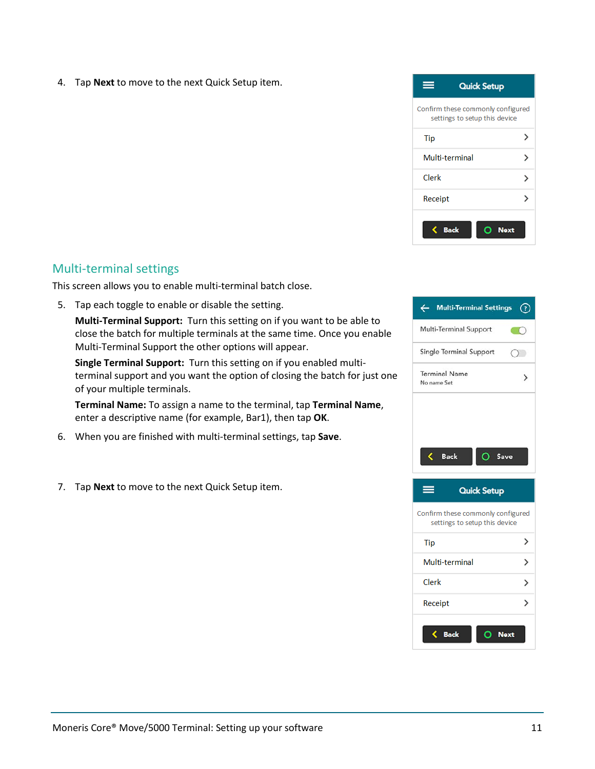4. Tap **Next** to move to the next Quick Setup item.

## Multi-terminal settings

This screen allows you to enable multi-terminal batch close.

5. Tap each toggle to enable or disable the setting.

   **Multi-Terminal Support:** Turn this setting on if you want to be able to close the batch for multiple terminals at the same time. Once you enable Multi-Terminal Support the other options will appear.

   **Single Terminal Support:** Turn this setting on if you enabled multi-terminal support and you want the option of closing the batch for just one of your multiple terminals.

   **Terminal Name:** To assign a name to the terminal, tap **Terminal Name**, enter a descriptive name (for example, Bar1), then tap **OK**.

6. When you are finished with multi-terminal settings, tap **Save**.

7. Tap **Next** to move to the next Quick Setup item.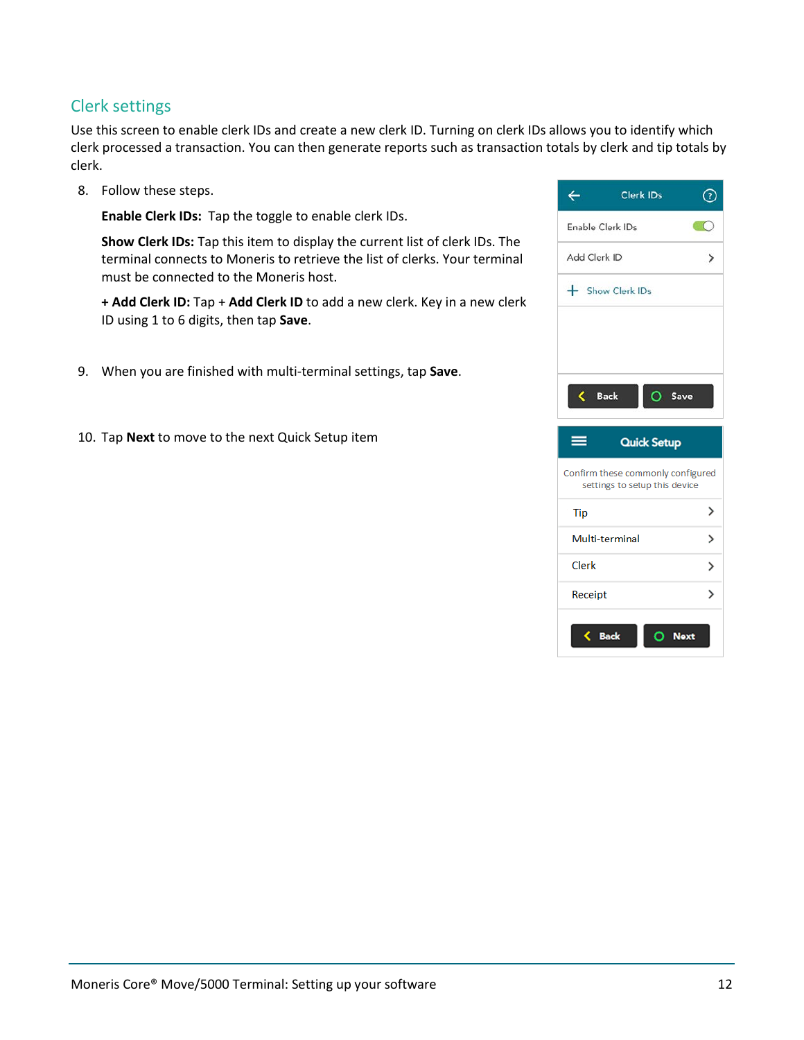## Clerk settings

Use this screen to enable clerk IDs and create a new clerk ID. Turning on clerk IDs allows you to identify which clerk processed a transaction. You can then generate reports such as transaction totals by clerk and tip totals by clerk.

8. Follow these steps.

   **Enable Clerk IDs:** Tap the toggle to enable clerk IDs.

   **Show Clerk IDs:** Tap this item to display the current list of clerk IDs. The terminal connects to Moneris to retrieve the list of clerks. Your terminal must be connected to the Moneris host.

   **+ Add Clerk ID:** Tap + **Add Clerk ID** to add a new clerk. Key in a new clerk ID using 1 to 6 digits, then tap **Save**.

9. When you are finished with multi-terminal settings, tap **Save**.

10. Tap **Next** to move to the next Quick Setup item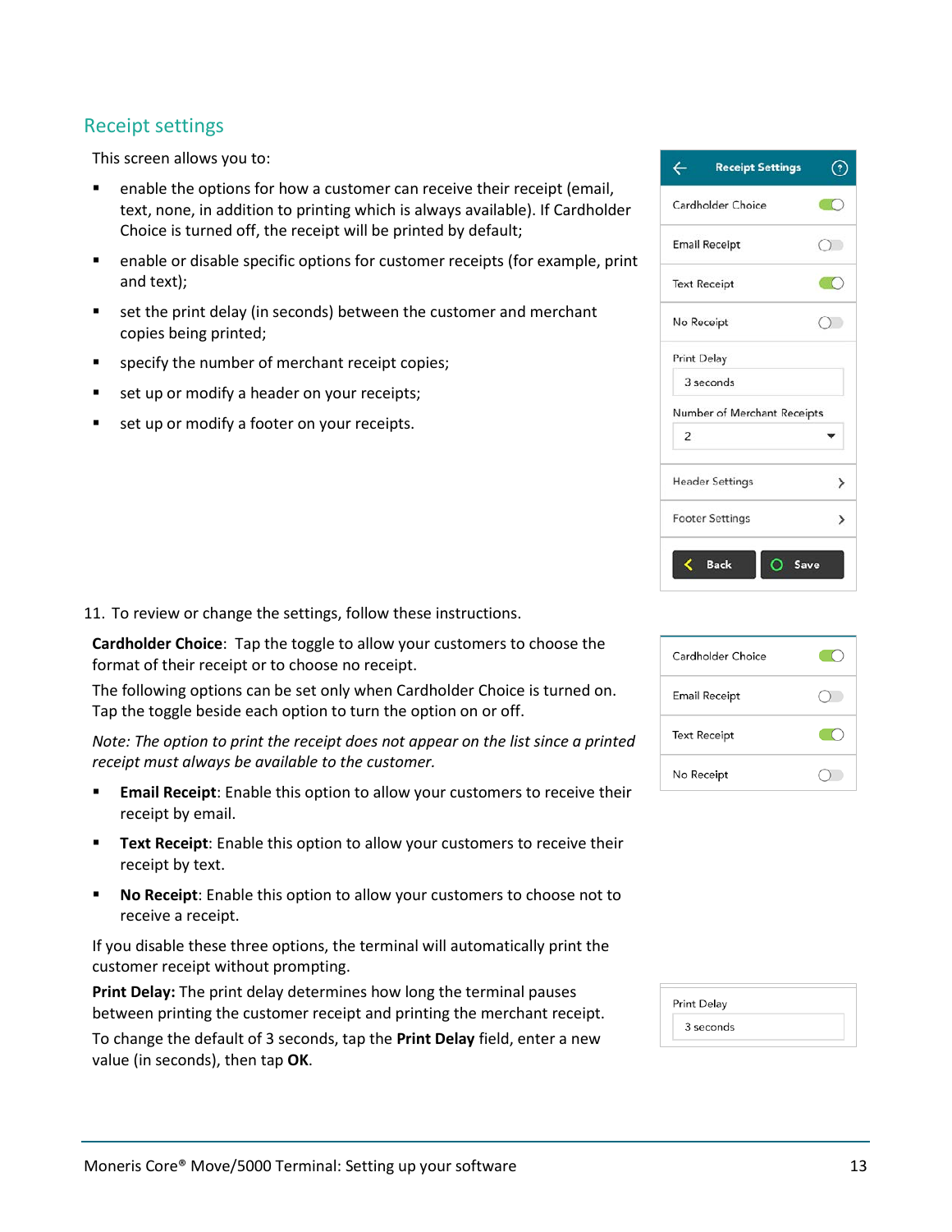## Receipt settings

This screen allows you to:

- enable the options for how a customer can receive their receipt (email, text, none, in addition to printing which is always available). If Cardholder Choice is turned off, the receipt will be printed by default;
- enable or disable specific options for customer receipts (for example, print and text);
- set the print delay (in seconds) between the customer and merchant copies being printed;
- specify the number of merchant receipt copies;
- set up or modify a header on your receipts;
- set up or modify a footer on your receipts.

11. To review or change the settings, follow these instructions.

**Cardholder Choice**: Tap the toggle to allow your customers to choose the format of their receipt or to choose no receipt.

The following options can be set only when Cardholder Choice is turned on. Tap the toggle beside each option to turn the option on or off.

*Note: The option to print the receipt does not appear on the list since a printed receipt must always be available to the customer.*

- **Email Receipt**: Enable this option to allow your customers to receive their receipt by email.
- **Text Receipt**: Enable this option to allow your customers to receive their receipt by text.
- **No Receipt**: Enable this option to allow your customers to choose not to receive a receipt.

If you disable these three options, the terminal will automatically print the customer receipt without prompting.

**Print Delay:** The print delay determines how long the terminal pauses between printing the customer receipt and printing the merchant receipt.

To change the default of 3 seconds, tap the **Print Delay** field, enter a new value (in seconds), then tap **OK**.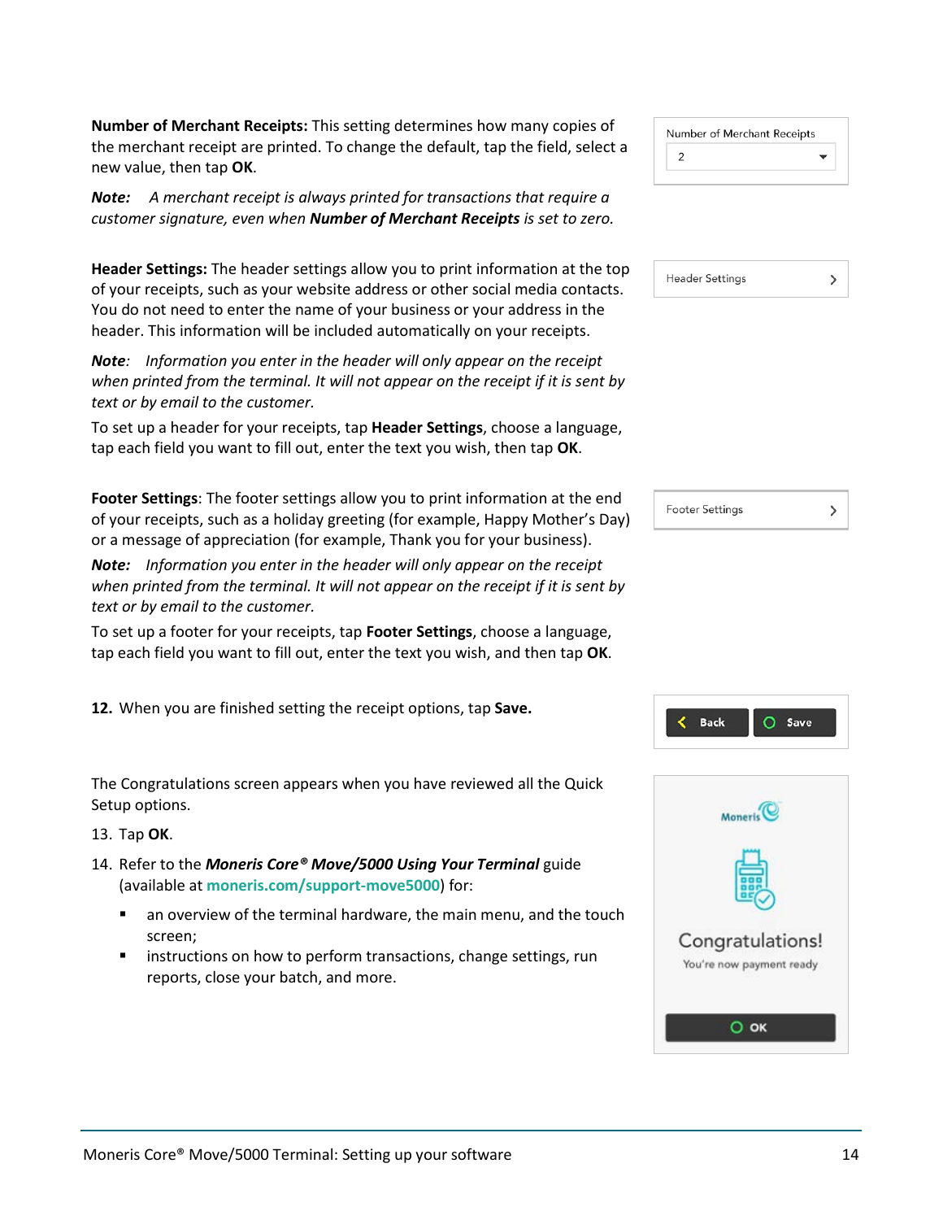**Number of Merchant Receipts:** This setting determines how many copies of the merchant receipt are printed. To change the default, tap the field, select a new value, then tap **OK**.

***Note:*** *A merchant receipt is always printed for transactions that require a customer signature, even when **Number of Merchant Receipts** is set to zero.*

**Header Settings:** The header settings allow you to print information at the top of your receipts, such as your website address or other social media contacts. You do not need to enter the name of your business or your address in the header. This information will be included automatically on your receipts.

***Note****: Information you enter in the header will only appear on the receipt when printed from the terminal. It will not appear on the receipt if it is sent by text or by email to the customer.*

To set up a header for your receipts, tap **Header Settings**, choose a language, tap each field you want to fill out, enter the text you wish, then tap **OK**.

**Footer Settings**: The footer settings allow you to print information at the end of your receipts, such as a holiday greeting (for example, Happy Mother's Day) or a message of appreciation (for example, Thank you for your business).

***Note:*** *Information you enter in the header will only appear on the receipt when printed from the terminal. It will not appear on the receipt if it is sent by text or by email to the customer.*

To set up a footer for your receipts, tap **Footer Settings**, choose a language, tap each field you want to fill out, enter the text you wish, and then tap **OK**.

12. When you are finished setting the receipt options, tap **Save.**

The Congratulations screen appears when you have reviewed all the Quick Setup options.

13. Tap **OK**.
14. Refer to the ***Moneris Core® Move/5000 Using Your Terminal*** guide (available at moneris.com/support-move5000) for:
    - an overview of the terminal hardware, the main menu, and the touch screen;
    - instructions on how to perform transactions, change settings, run reports, close your batch, and more.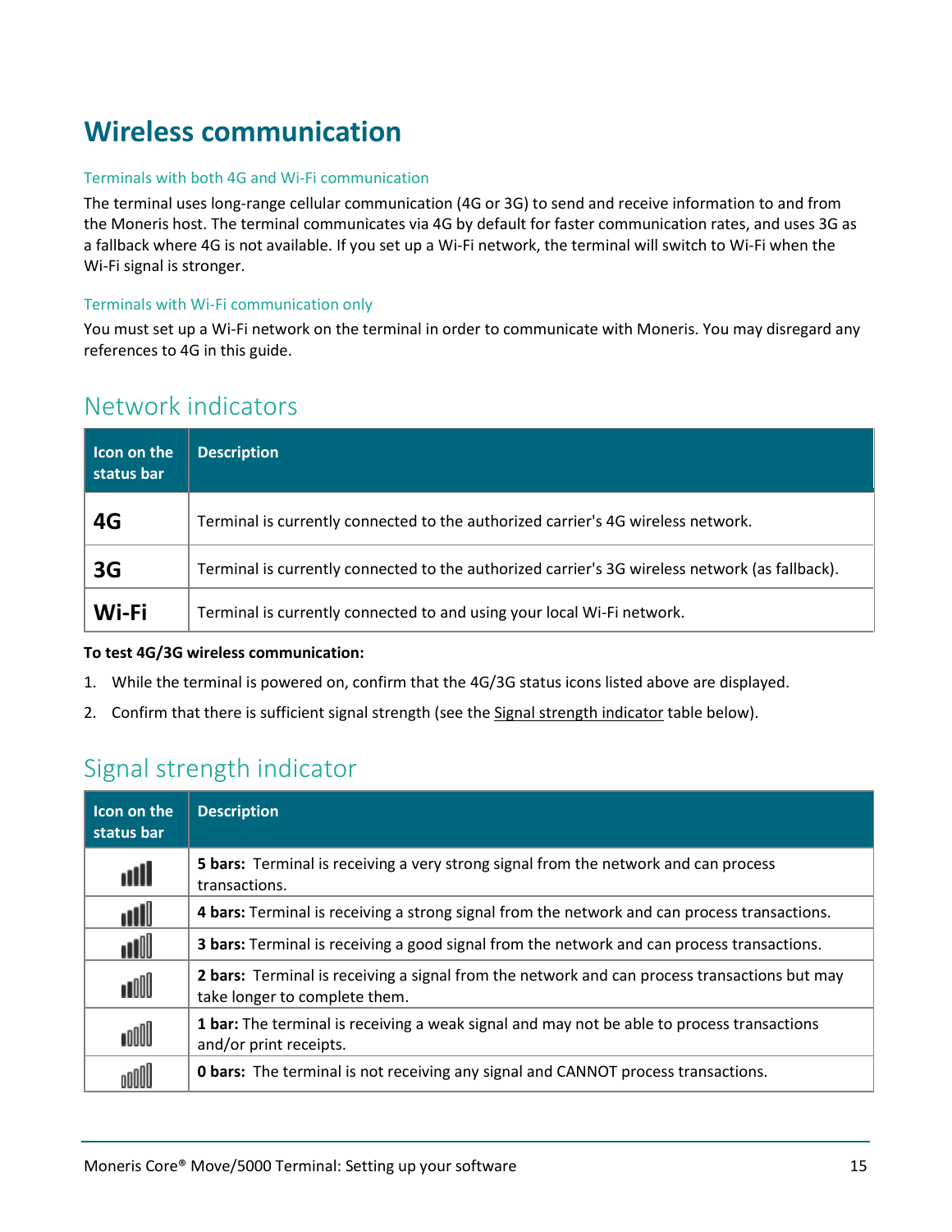# Wireless communication

### Terminals with both 4G and Wi-Fi communication

The terminal uses long-range cellular communication (4G or 3G) to send and receive information to and from the Moneris host. The terminal communicates via 4G by default for faster communication rates, and uses 3G as a fallback where 4G is not available. If you set up a Wi-Fi network, the terminal will switch to Wi-Fi when the Wi-Fi signal is stronger.

### Terminals with Wi-Fi communication only

You must set up a Wi-Fi network on the terminal in order to communicate with Moneris. You may disregard any references to 4G in this guide.

## Network indicators

| Icon on the status bar | Description |
|---|---|
| **4G** | Terminal is currently connected to the authorized carrier's 4G wireless network. |
| **3G** | Terminal is currently connected to the authorized carrier's 3G wireless network (as fallback). |
| **Wi-Fi** | Terminal is currently connected to and using your local Wi-Fi network. |

**To test 4G/3G wireless communication:**

1. While the terminal is powered on, confirm that the 4G/3G status icons listed above are displayed.
2. Confirm that there is sufficient signal strength (see the Signal strength indicator table below).

## Signal strength indicator

| Icon on the status bar | Description |
|---|---|
| | **5 bars:** Terminal is receiving a very strong signal from the network and can process transactions. |
| | **4 bars:** Terminal is receiving a strong signal from the network and can process transactions. |
| | **3 bars:** Terminal is receiving a good signal from the network and can process transactions. |
| | **2 bars:** Terminal is receiving a signal from the network and can process transactions but may take longer to complete them. |
| | **1 bar:** The terminal is receiving a weak signal and may not be able to process transactions and/or print receipts. |
| | **0 bars:** The terminal is not receiving any signal and CANNOT process transactions. |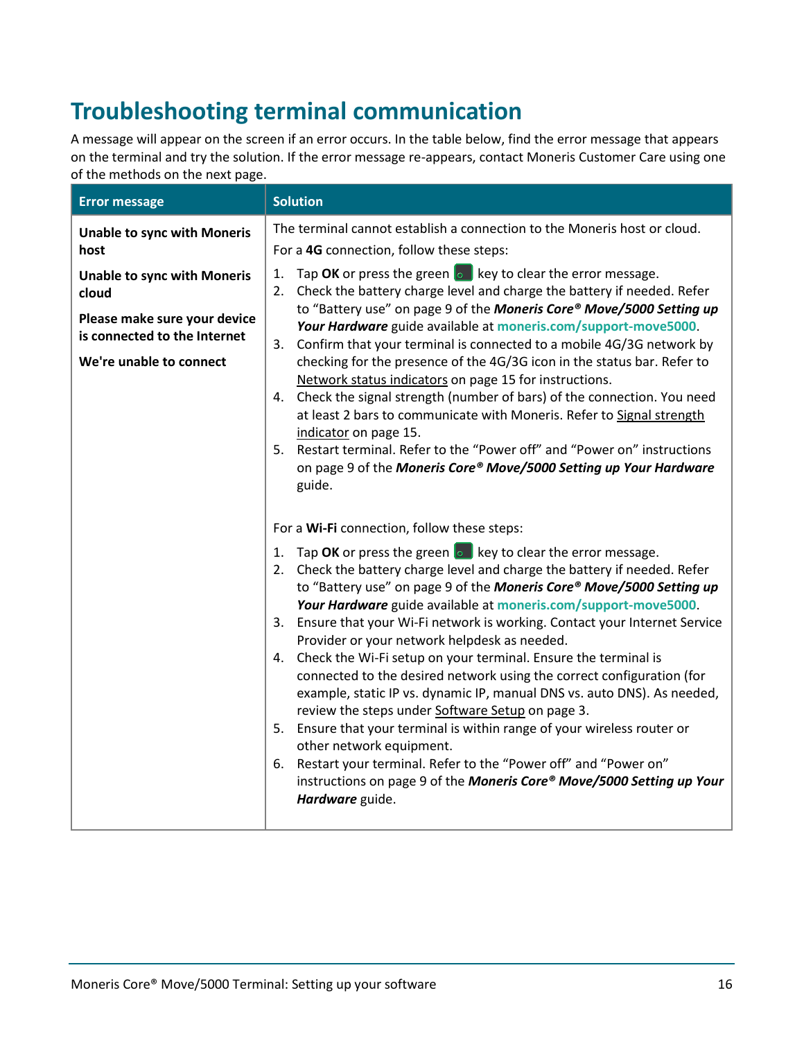# Troubleshooting terminal communication

A message will appear on the screen if an error occurs. In the table below, find the error message that appears on the terminal and try the solution. If the error message re-appears, contact Moneris Customer Care using one of the methods on the next page.

| Error message | Solution |
|---|---|
| **Unable to sync with Moneris host**<br><br>**Unable to sync with Moneris cloud**<br><br>**Please make sure your device is connected to the Internet**<br><br>**We're unable to connect** | The terminal cannot establish a connection to the Moneris host or cloud.<br><br>For a **4G** connection, follow these steps:<br><br>1. Tap **OK** or press the green key to clear the error message.<br>2. Check the battery charge level and charge the battery if needed. Refer to "Battery use" on page 9 of the ***Moneris Core® Move/5000 Setting up Your Hardware*** guide available at **moneris.com/support-move5000**.<br>3. Confirm that your terminal is connected to a mobile 4G/3G network by checking for the presence of the 4G/3G icon in the status bar. Refer to Network status indicators on page 15 for instructions.<br>4. Check the signal strength (number of bars) of the connection. You need at least 2 bars to communicate with Moneris. Refer to Signal strength indicator on page 15.<br>5. Restart terminal. Refer to the "Power off" and "Power on" instructions on page 9 of the ***Moneris Core® Move/5000 Setting up Your Hardware*** guide.<br><br>For a **Wi-Fi** connection, follow these steps:<br><br>1. Tap **OK** or press the green key to clear the error message.<br>2. Check the battery charge level and charge the battery if needed. Refer to "Battery use" on page 9 of the ***Moneris Core® Move/5000 Setting up Your Hardware*** guide available at **moneris.com/support-move5000**.<br>3. Ensure that your Wi-Fi network is working. Contact your Internet Service Provider or your network helpdesk as needed.<br>4. Check the Wi-Fi setup on your terminal. Ensure the terminal is connected to the desired network using the correct configuration (for example, static IP vs. dynamic IP, manual DNS vs. auto DNS). As needed, review the steps under Software Setup on page 3.<br>5. Ensure that your terminal is within range of your wireless router or other network equipment.<br>6. Restart your terminal. Refer to the "Power off" and "Power on" instructions on page 9 of the ***Moneris Core® Move/5000 Setting up Your Hardware*** guide. |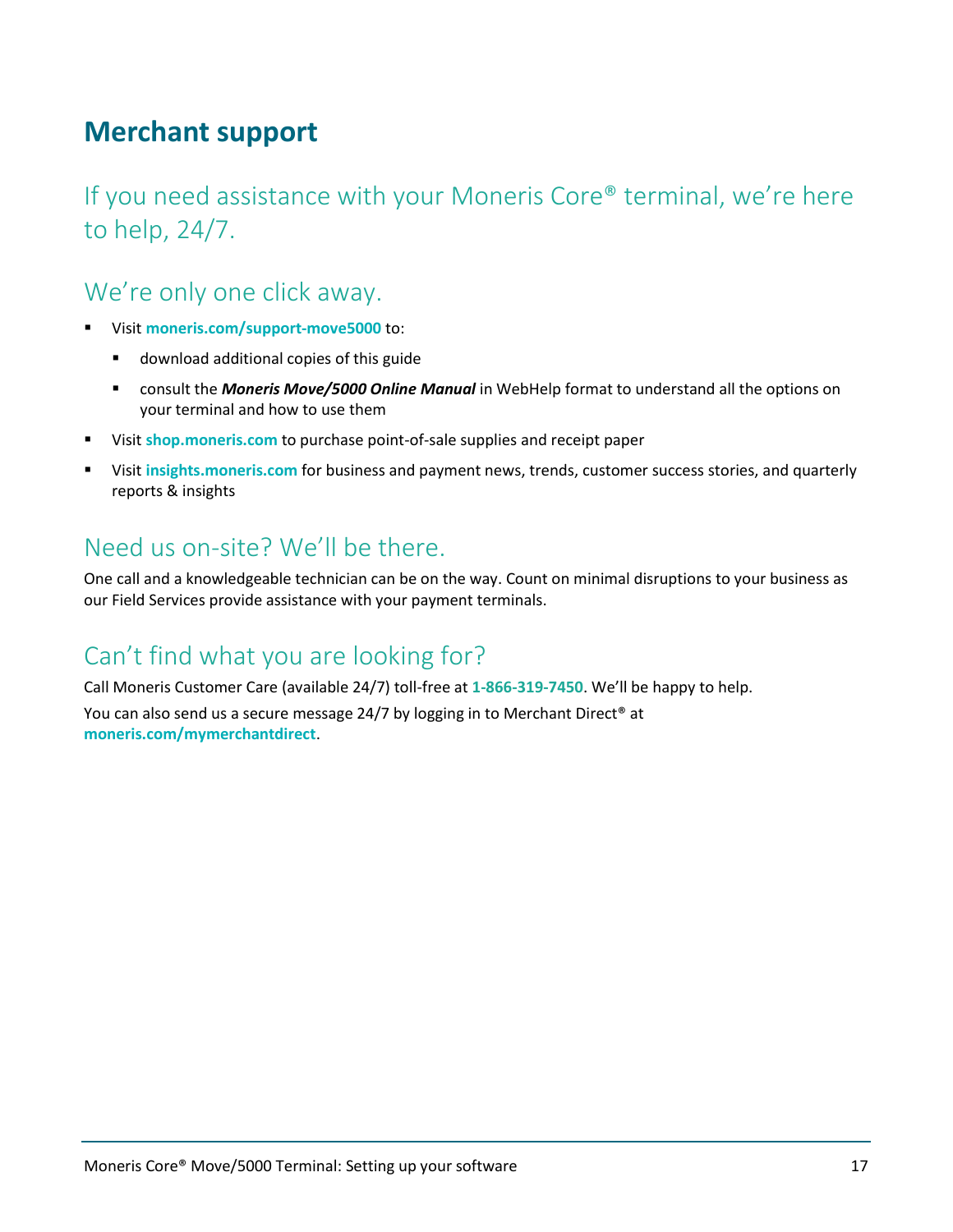# Merchant support

## If you need assistance with your Moneris Core® terminal, we're here to help, 24/7.

## We're only one click away.

- Visit **moneris.com/support-move5000** to:
  - download additional copies of this guide
  - consult the ***Moneris Move/5000 Online Manual*** in WebHelp format to understand all the options on your terminal and how to use them
- Visit **shop.moneris.com** to purchase point-of-sale supplies and receipt paper
- Visit **insights.moneris.com** for business and payment news, trends, customer success stories, and quarterly reports & insights

## Need us on-site? We'll be there.

One call and a knowledgeable technician can be on the way. Count on minimal disruptions to your business as our Field Services provide assistance with your payment terminals.

## Can't find what you are looking for?

Call Moneris Customer Care (available 24/7) toll-free at **1-866-319-7450**. We'll be happy to help.

You can also send us a secure message 24/7 by logging in to Merchant Direct® at **moneris.com/mymerchantdirect**.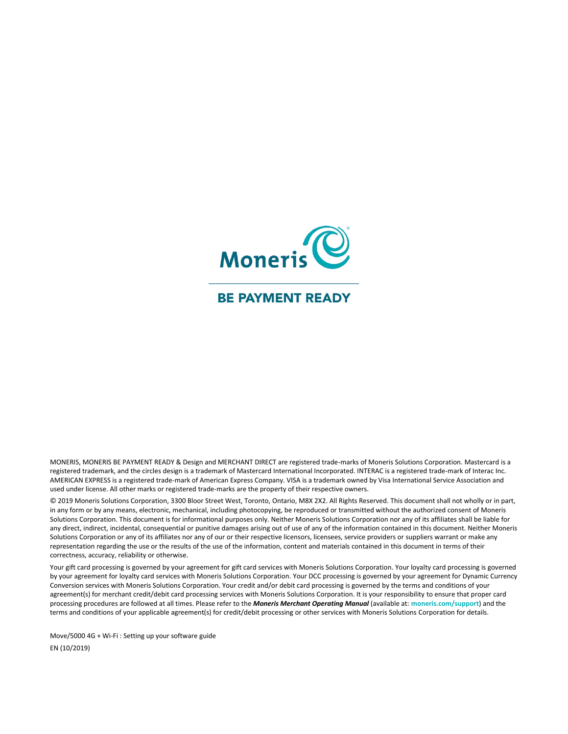Moneris

BE PAYMENT READY

MONERIS, MONERIS BE PAYMENT READY & Design and MERCHANT DIRECT are registered trade-marks of Moneris Solutions Corporation. Mastercard is a registered trademark, and the circles design is a trademark of Mastercard International Incorporated. INTERAC is a registered trade-mark of Interac Inc. AMERICAN EXPRESS is a registered trade-mark of American Express Company. VISA is a trademark owned by Visa International Service Association and used under license. All other marks or registered trade-marks are the property of their respective owners.

© 2019 Moneris Solutions Corporation, 3300 Bloor Street West, Toronto, Ontario, M8X 2X2. All Rights Reserved. This document shall not wholly or in part, in any form or by any means, electronic, mechanical, including photocopying, be reproduced or transmitted without the authorized consent of Moneris Solutions Corporation. This document is for informational purposes only. Neither Moneris Solutions Corporation nor any of its affiliates shall be liable for any direct, indirect, incidental, consequential or punitive damages arising out of use of any of the information contained in this document. Neither Moneris Solutions Corporation or any of its affiliates nor any of our or their respective licensors, licensees, service providers or suppliers warrant or make any representation regarding the use or the results of the use of the information, content and materials contained in this document in terms of their correctness, accuracy, reliability or otherwise.

Your gift card processing is governed by your agreement for gift card services with Moneris Solutions Corporation. Your loyalty card processing is governed by your agreement for loyalty card services with Moneris Solutions Corporation. Your DCC processing is governed by your agreement for Dynamic Currency Conversion services with Moneris Solutions Corporation. Your credit and/or debit card processing is governed by the terms and conditions of your agreement(s) for merchant credit/debit card processing services with Moneris Solutions Corporation. It is your responsibility to ensure that proper card processing procedures are followed at all times. Please refer to the ***Moneris Merchant Operating Manual*** (available at: **moneris.com/support**) and the terms and conditions of your applicable agreement(s) for credit/debit processing or other services with Moneris Solutions Corporation for details.

Move/5000 4G + Wi-Fi : Setting up your software guide

EN (10/2019)